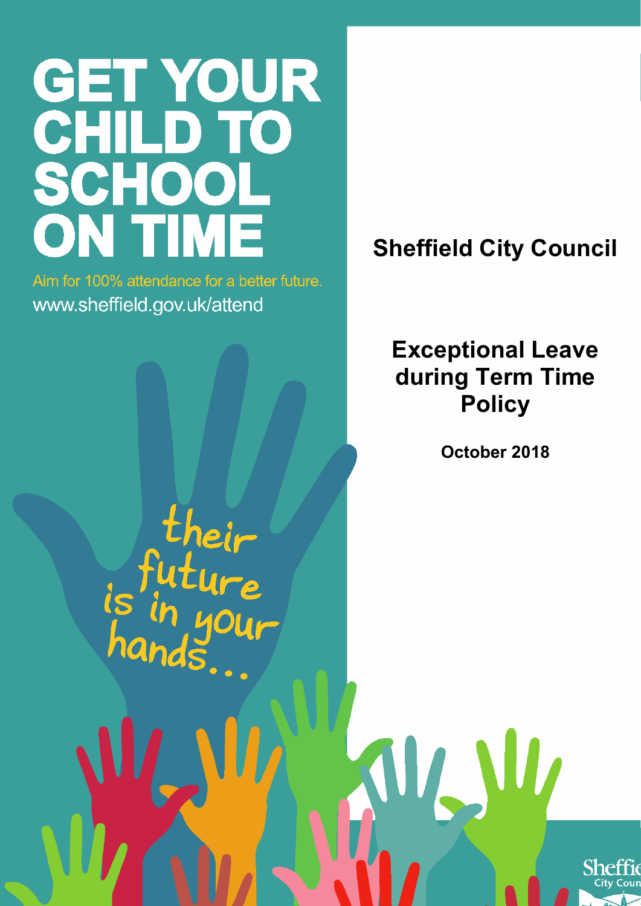# GET YOUR CHILD TO SCHOOL ON TIME

Aim for 100% attendance for a better future.

www.sheffield.gov.uk/attend

their future is in your hands...

## Sheffield City Council

## Exceptional Leave during Term Time Policy

**October 2018**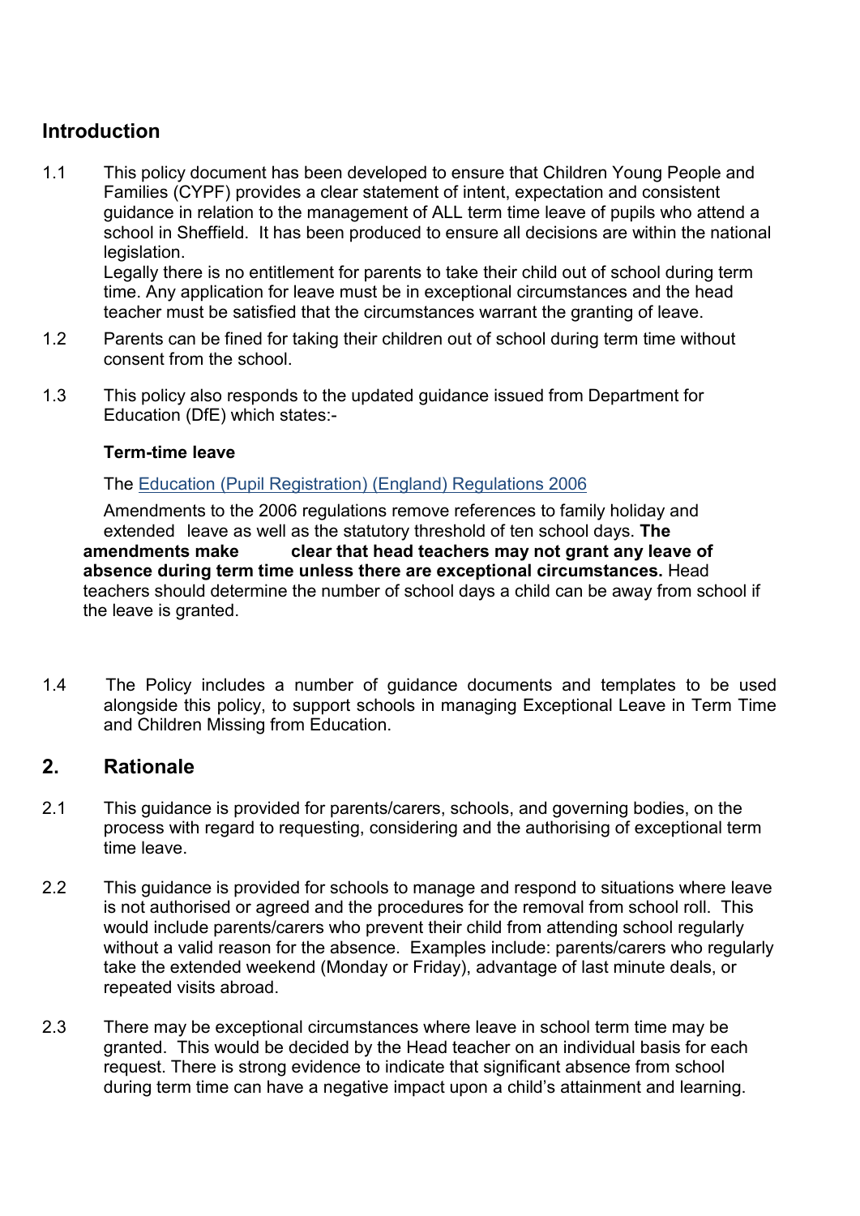## Introduction

1.1 This policy document has been developed to ensure that Children Young People and Families (CYPF) provides a clear statement of intent, expectation and consistent guidance in relation to the management of ALL term time leave of pupils who attend a school in Sheffield. It has been produced to ensure all decisions are within the national legislation.
Legally there is no entitlement for parents to take their child out of school during term time. Any application for leave must be in exceptional circumstances and the head teacher must be satisfied that the circumstances warrant the granting of leave.

1.2 Parents can be fined for taking their children out of school during term time without consent from the school.

1.3 This policy also responds to the updated guidance issued from Department for Education (DfE) which states:-

**Term-time leave**

The Education (Pupil Registration) (England) Regulations 2006

Amendments to the 2006 regulations remove references to family holiday and extended leave as well as the statutory threshold of ten school days. **The amendments make clear that head teachers may not grant any leave of absence during term time unless there are exceptional circumstances.** Head teachers should determine the number of school days a child can be away from school if the leave is granted.

1.4 The Policy includes a number of guidance documents and templates to be used alongside this policy, to support schools in managing Exceptional Leave in Term Time and Children Missing from Education.

## 2. Rationale

2.1 This guidance is provided for parents/carers, schools, and governing bodies, on the process with regard to requesting, considering and the authorising of exceptional term time leave.

2.2 This guidance is provided for schools to manage and respond to situations where leave is not authorised or agreed and the procedures for the removal from school roll. This would include parents/carers who prevent their child from attending school regularly without a valid reason for the absence. Examples include: parents/carers who regularly take the extended weekend (Monday or Friday), advantage of last minute deals, or repeated visits abroad.

2.3 There may be exceptional circumstances where leave in school term time may be granted. This would be decided by the Head teacher on an individual basis for each request. There is strong evidence to indicate that significant absence from school during term time can have a negative impact upon a child's attainment and learning.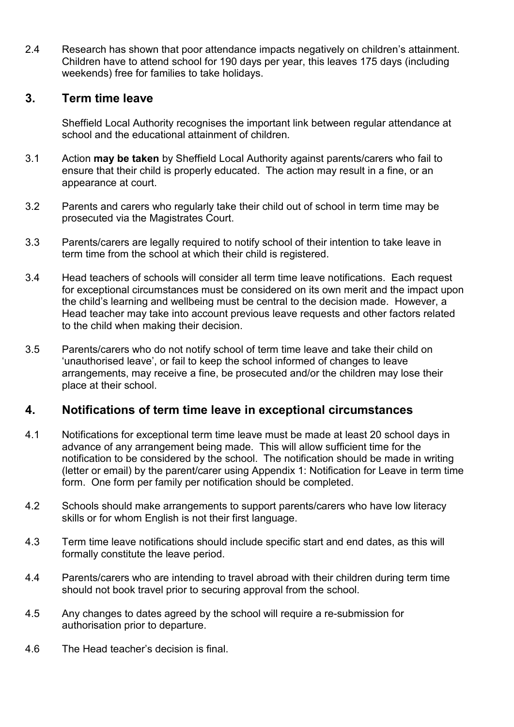2.4 Research has shown that poor attendance impacts negatively on children's attainment. Children have to attend school for 190 days per year, this leaves 175 days (including weekends) free for families to take holidays.

## 3. Term time leave

Sheffield Local Authority recognises the important link between regular attendance at school and the educational attainment of children.

3.1 Action **may be taken** by Sheffield Local Authority against parents/carers who fail to ensure that their child is properly educated. The action may result in a fine, or an appearance at court.

3.2 Parents and carers who regularly take their child out of school in term time may be prosecuted via the Magistrates Court.

3.3 Parents/carers are legally required to notify school of their intention to take leave in term time from the school at which their child is registered.

3.4 Head teachers of schools will consider all term time leave notifications. Each request for exceptional circumstances must be considered on its own merit and the impact upon the child's learning and wellbeing must be central to the decision made. However, a Head teacher may take into account previous leave requests and other factors related to the child when making their decision.

3.5 Parents/carers who do not notify school of term time leave and take their child on 'unauthorised leave', or fail to keep the school informed of changes to leave arrangements, may receive a fine, be prosecuted and/or the children may lose their place at their school.

## 4. Notifications of term time leave in exceptional circumstances

4.1 Notifications for exceptional term time leave must be made at least 20 school days in advance of any arrangement being made. This will allow sufficient time for the notification to be considered by the school. The notification should be made in writing (letter or email) by the parent/carer using Appendix 1: Notification for Leave in term time form. One form per family per notification should be completed.

4.2 Schools should make arrangements to support parents/carers who have low literacy skills or for whom English is not their first language.

4.3 Term time leave notifications should include specific start and end dates, as this will formally constitute the leave period.

4.4 Parents/carers who are intending to travel abroad with their children during term time should not book travel prior to securing approval from the school.

4.5 Any changes to dates agreed by the school will require a re-submission for authorisation prior to departure.

4.6 The Head teacher's decision is final.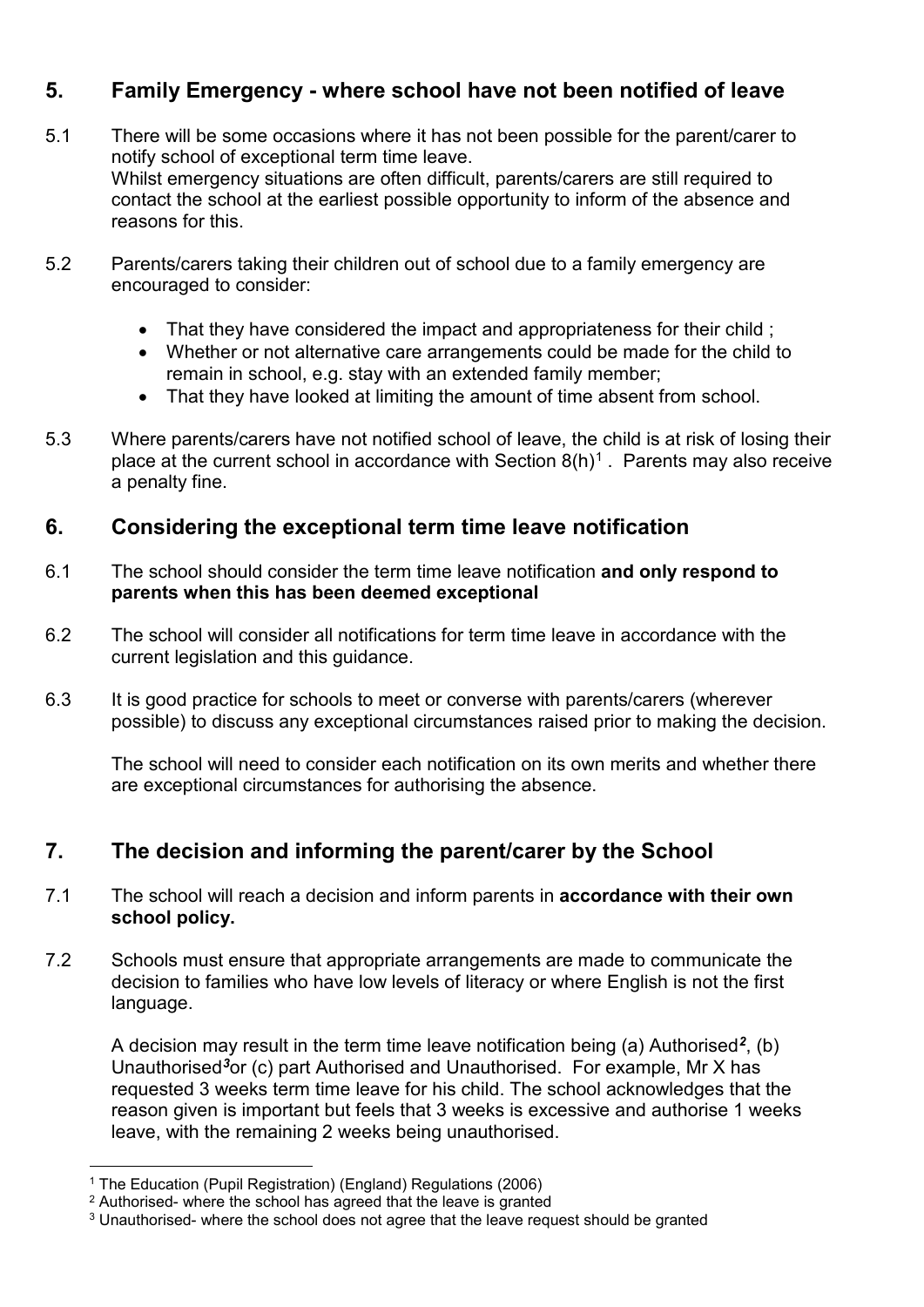## 5. Family Emergency - where school have not been notified of leave

5.1 There will be some occasions where it has not been possible for the parent/carer to notify school of exceptional term time leave.
Whilst emergency situations are often difficult, parents/carers are still required to contact the school at the earliest possible opportunity to inform of the absence and reasons for this.

5.2 Parents/carers taking their children out of school due to a family emergency are encouraged to consider:

- That they have considered the impact and appropriateness for their child ;
- Whether or not alternative care arrangements could be made for the child to remain in school, e.g. stay with an extended family member;
- That they have looked at limiting the amount of time absent from school.

5.3 Where parents/carers have not notified school of leave, the child is at risk of losing their place at the current school in accordance with Section 8(h)[1] . Parents may also receive a penalty fine.

## 6. Considering the exceptional term time leave notification

6.1 The school should consider the term time leave notification **and only respond to parents when this has been deemed exceptional**

6.2 The school will consider all notifications for term time leave in accordance with the current legislation and this guidance.

6.3 It is good practice for schools to meet or converse with parents/carers (wherever possible) to discuss any exceptional circumstances raised prior to making the decision.

The school will need to consider each notification on its own merits and whether there are exceptional circumstances for authorising the absence.

## 7. The decision and informing the parent/carer by the School

7.1 The school will reach a decision and inform parents in **accordance with their own school policy.**

7.2 Schools must ensure that appropriate arrangements are made to communicate the decision to families who have low levels of literacy or where English is not the first language.

A decision may result in the term time leave notification being (a) Authorised[2], (b) Unauthorised[3]or (c) part Authorised and Unauthorised. For example, Mr X has requested 3 weeks term time leave for his child. The school acknowledges that the reason given is important but feels that 3 weeks is excessive and authorise 1 weeks leave, with the remaining 2 weeks being unauthorised.

---

[1] The Education (Pupil Registration) (England) Regulations (2006)

[2] Authorised- where the school has agreed that the leave is granted

[3] Unauthorised- where the school does not agree that the leave request should be granted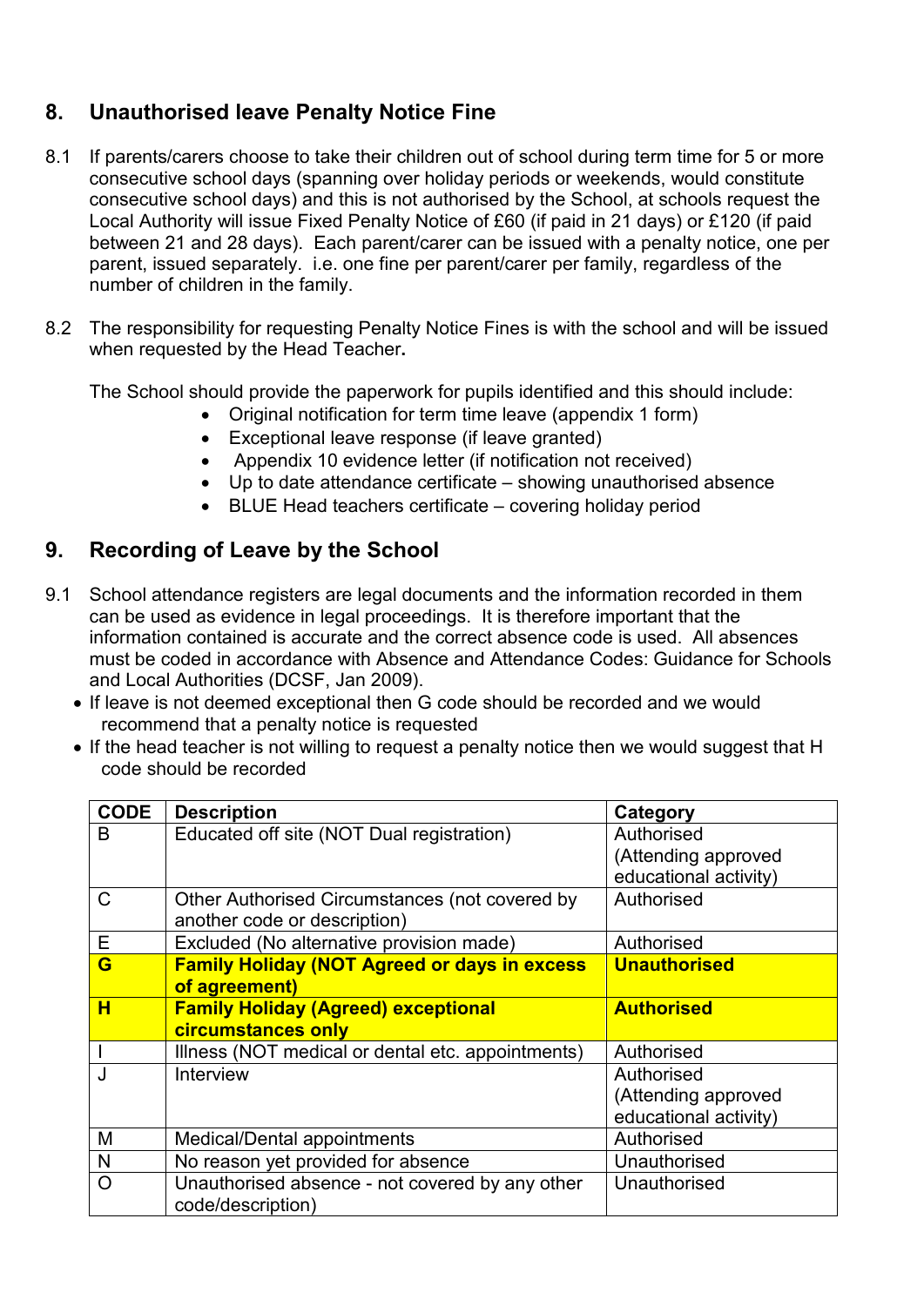## 8. Unauthorised leave Penalty Notice Fine

8.1 If parents/carers choose to take their children out of school during term time for 5 or more consecutive school days (spanning over holiday periods or weekends, would constitute consecutive school days) and this is not authorised by the School, at schools request the Local Authority will issue Fixed Penalty Notice of £60 (if paid in 21 days) or £120 (if paid between 21 and 28 days). Each parent/carer can be issued with a penalty notice, one per parent, issued separately. i.e. one fine per parent/carer per family, regardless of the number of children in the family.

8.2 The responsibility for requesting Penalty Notice Fines is with the school and will be issued when requested by the Head Teacher**.**

The School should provide the paperwork for pupils identified and this should include:

- Original notification for term time leave (appendix 1 form)
- Exceptional leave response (if leave granted)
- Appendix 10 evidence letter (if notification not received)
- Up to date attendance certificate – showing unauthorised absence
- BLUE Head teachers certificate – covering holiday period

## 9. Recording of Leave by the School

9.1 School attendance registers are legal documents and the information recorded in them can be used as evidence in legal proceedings. It is therefore important that the information contained is accurate and the correct absence code is used. All absences must be coded in accordance with Absence and Attendance Codes: Guidance for Schools and Local Authorities (DCSF, Jan 2009).

- If leave is not deemed exceptional then G code should be recorded and we would recommend that a penalty notice is requested
- If the head teacher is not willing to request a penalty notice then we would suggest that H code should be recorded

| CODE | Description | Category |
|---|---|---|
| B | Educated off site (NOT Dual registration) | Authorised (Attending approved educational activity) |
| C | Other Authorised Circumstances (not covered by another code or description) | Authorised |
| E | Excluded (No alternative provision made) | Authorised |
| **G** | **Family Holiday (NOT Agreed or days in excess of agreement)** | **Unauthorised** |
| **H** | **Family Holiday (Agreed) exceptional circumstances only** | **Authorised** |
| I | Illness (NOT medical or dental etc. appointments) | Authorised |
| J | Interview | Authorised (Attending approved educational activity) |
| M | Medical/Dental appointments | Authorised |
| N | No reason yet provided for absence | Unauthorised |
| O | Unauthorised absence - not covered by any other code/description) | Unauthorised |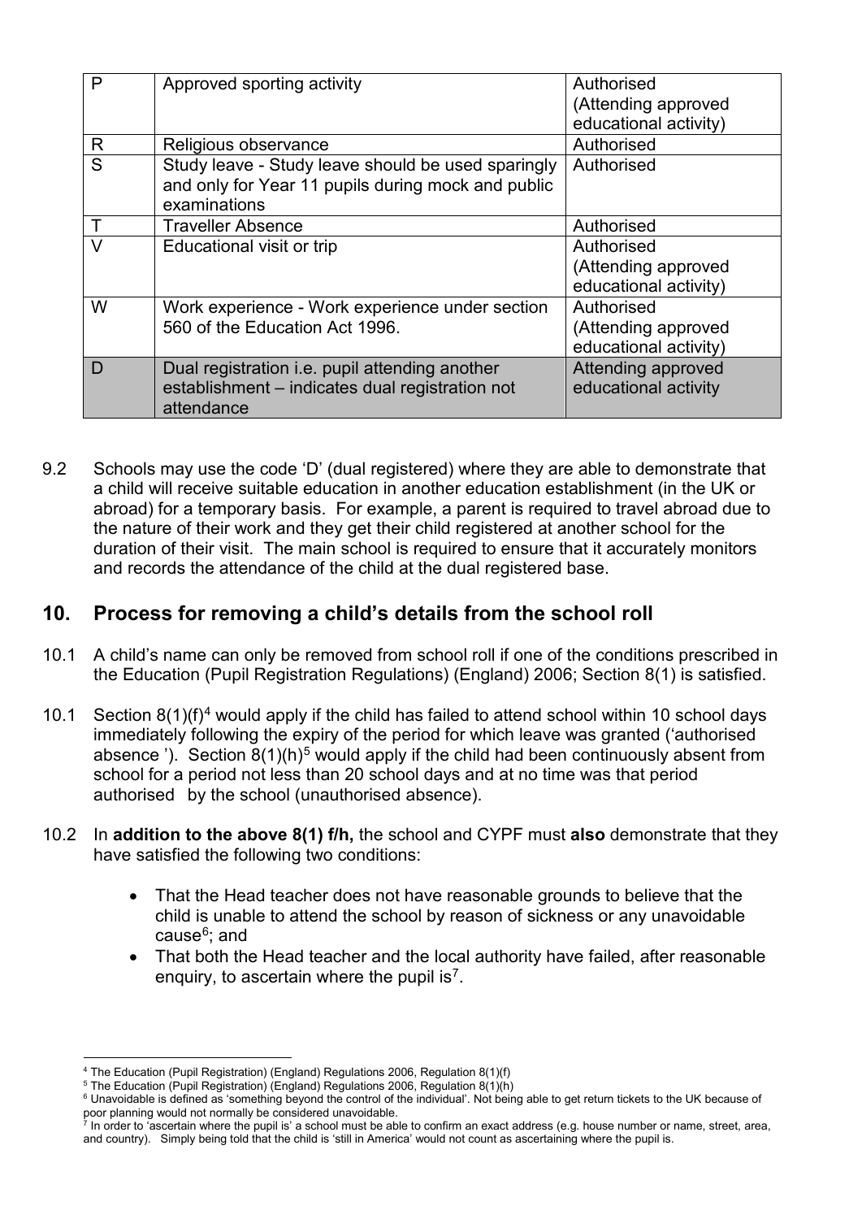| P | Approved sporting activity | Authorised (Attending approved educational activity) |
|---|---|---|
| R | Religious observance | Authorised |
| S | Study leave - Study leave should be used sparingly and only for Year 11 pupils during mock and public examinations | Authorised |
| T | Traveller Absence | Authorised |
| V | Educational visit or trip | Authorised (Attending approved educational activity) |
| W | Work experience - Work experience under section 560 of the Education Act 1996. | Authorised (Attending approved educational activity) |
| D | Dual registration i.e. pupil attending another establishment – indicates dual registration not attendance | Attending approved educational activity |

9.2 Schools may use the code 'D' (dual registered) where they are able to demonstrate that a child will receive suitable education in another education establishment (in the UK or abroad) for a temporary basis. For example, a parent is required to travel abroad due to the nature of their work and they get their child registered at another school for the duration of their visit. The main school is required to ensure that it accurately monitors and records the attendance of the child at the dual registered base.

## 10. Process for removing a child's details from the school roll

10.1 A child's name can only be removed from school roll if one of the conditions prescribed in the Education (Pupil Registration Regulations) (England) 2006; Section 8(1) is satisfied.

10.1 Section 8(1)(f)[4] would apply if the child has failed to attend school within 10 school days immediately following the expiry of the period for which leave was granted ('authorised absence '). Section 8(1)(h)[5] would apply if the child had been continuously absent from school for a period not less than 20 school days and at no time was that period authorised by the school (unauthorised absence).

10.2 In **addition to the above 8(1) f/h,** the school and CYPF must **also** demonstrate that they have satisfied the following two conditions:

- That the Head teacher does not have reasonable grounds to believe that the child is unable to attend the school by reason of sickness or any unavoidable cause[6]; and
- That both the Head teacher and the local authority have failed, after reasonable enquiry, to ascertain where the pupil is[7].

[4] The Education (Pupil Registration) (England) Regulations 2006, Regulation 8(1)(f)

[5] The Education (Pupil Registration) (England) Regulations 2006, Regulation 8(1)(h)

[6] Unavoidable is defined as 'something beyond the control of the individual'. Not being able to get return tickets to the UK because of poor planning would not normally be considered unavoidable.

[7] In order to 'ascertain where the pupil is' a school must be able to confirm an exact address (e.g. house number or name, street, area, and country). Simply being told that the child is 'still in America' would not count as ascertaining where the pupil is.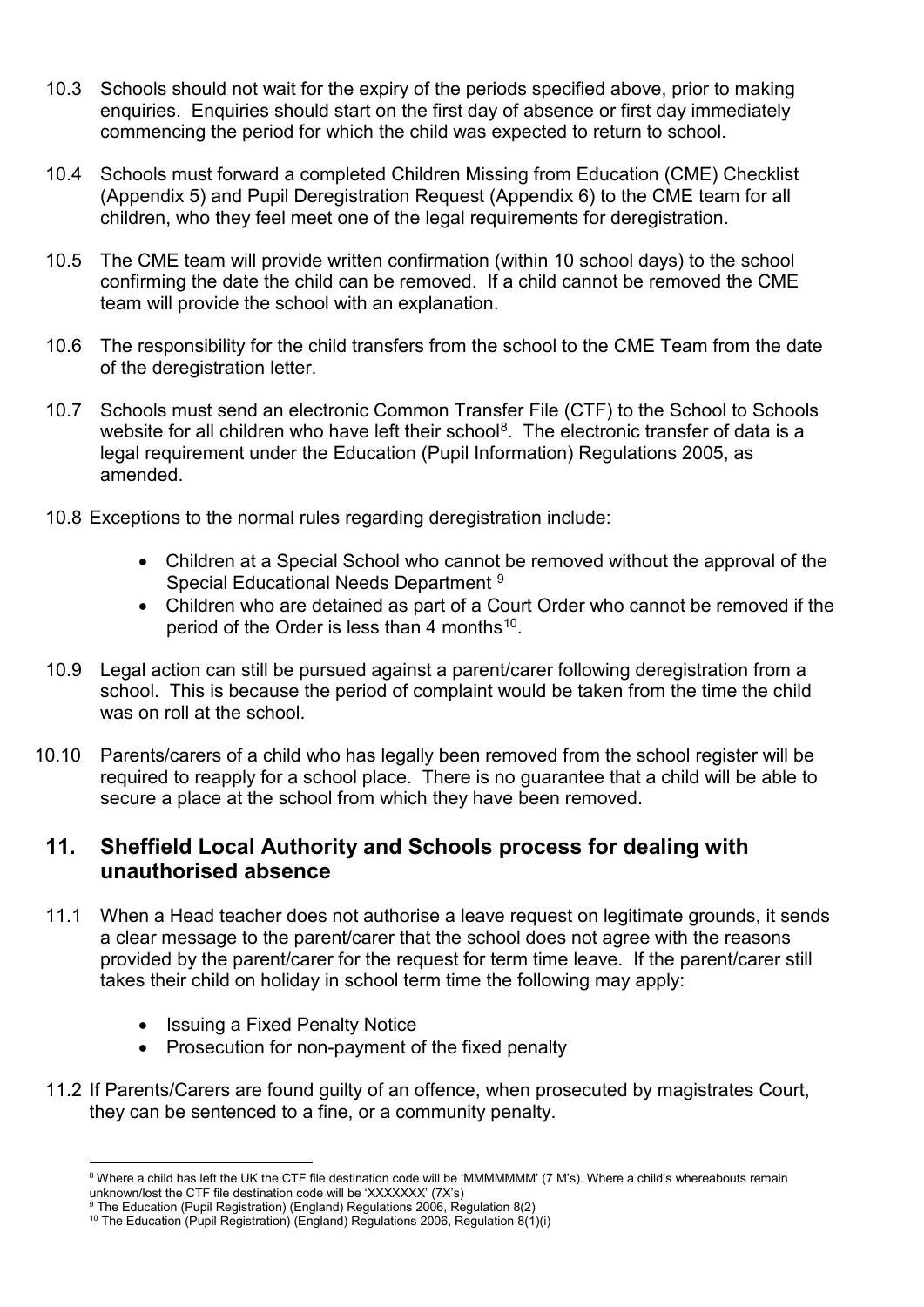10.3 Schools should not wait for the expiry of the periods specified above, prior to making enquiries. Enquiries should start on the first day of absence or first day immediately commencing the period for which the child was expected to return to school.

10.4 Schools must forward a completed Children Missing from Education (CME) Checklist (Appendix 5) and Pupil Deregistration Request (Appendix 6) to the CME team for all children, who they feel meet one of the legal requirements for deregistration.

10.5 The CME team will provide written confirmation (within 10 school days) to the school confirming the date the child can be removed. If a child cannot be removed the CME team will provide the school with an explanation.

10.6 The responsibility for the child transfers from the school to the CME Team from the date of the deregistration letter.

10.7 Schools must send an electronic Common Transfer File (CTF) to the School to Schools website for all children who have left their school[8]. The electronic transfer of data is a legal requirement under the Education (Pupil Information) Regulations 2005, as amended.

10.8 Exceptions to the normal rules regarding deregistration include:

- Children at a Special School who cannot be removed without the approval of the Special Educational Needs Department [9]
- Children who are detained as part of a Court Order who cannot be removed if the period of the Order is less than 4 months[10].

10.9 Legal action can still be pursued against a parent/carer following deregistration from a school. This is because the period of complaint would be taken from the time the child was on roll at the school.

10.10 Parents/carers of a child who has legally been removed from the school register will be required to reapply for a school place. There is no guarantee that a child will be able to secure a place at the school from which they have been removed.

## 11. Sheffield Local Authority and Schools process for dealing with unauthorised absence

11.1 When a Head teacher does not authorise a leave request on legitimate grounds, it sends a clear message to the parent/carer that the school does not agree with the reasons provided by the parent/carer for the request for term time leave. If the parent/carer still takes their child on holiday in school term time the following may apply:

- Issuing a Fixed Penalty Notice
- Prosecution for non-payment of the fixed penalty

11.2 If Parents/Carers are found guilty of an offence, when prosecuted by magistrates Court, they can be sentenced to a fine, or a community penalty.

---

[8] Where a child has left the UK the CTF file destination code will be 'MMMMMMM' (7 M's). Where a child's whereabouts remain unknown/lost the CTF file destination code will be 'XXXXXXX' (7X's)

[9] The Education (Pupil Registration) (England) Regulations 2006, Regulation 8(2)

[10] The Education (Pupil Registration) (England) Regulations 2006, Regulation 8(1)(i)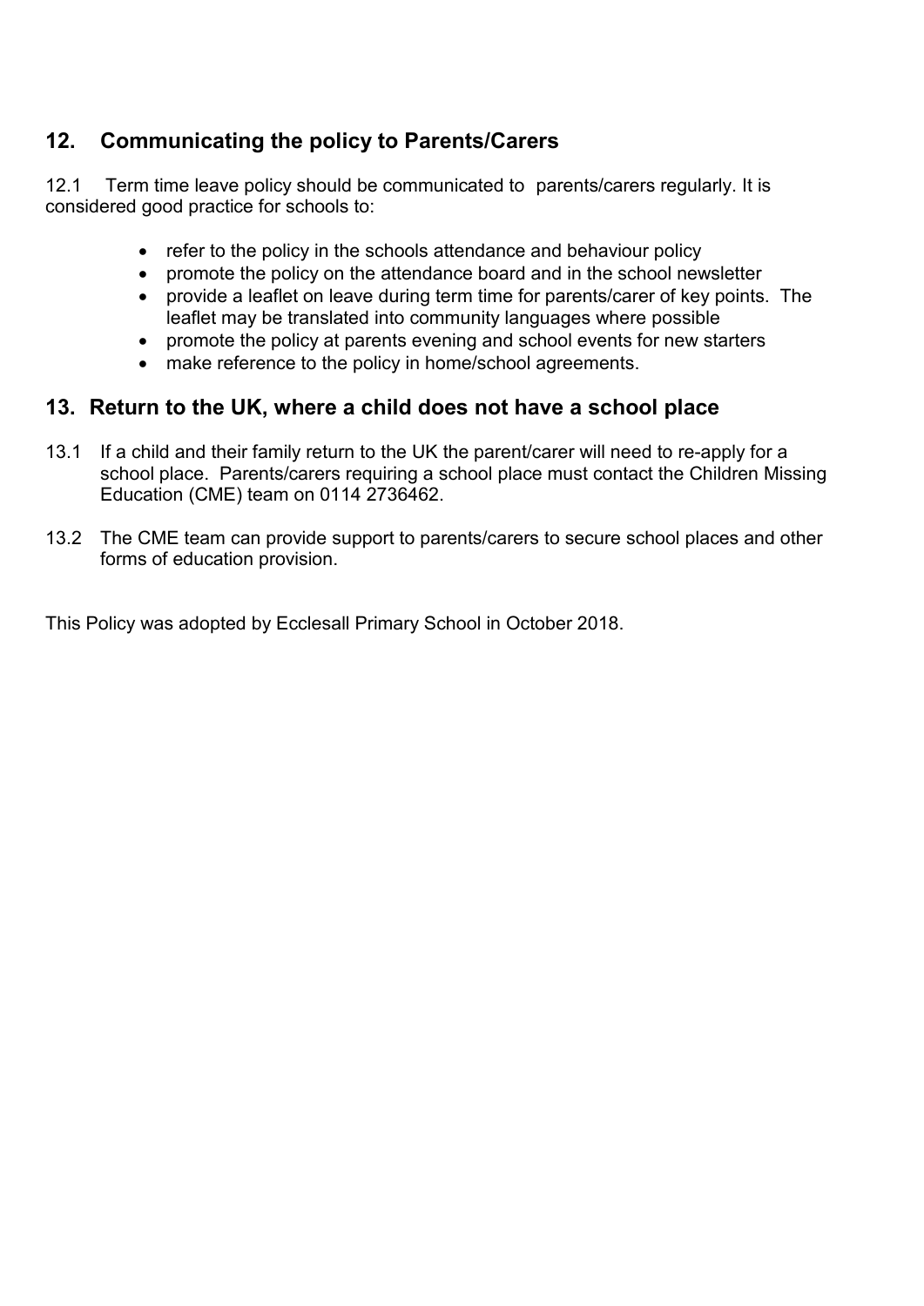## 12. Communicating the policy to Parents/Carers

12.1 Term time leave policy should be communicated to parents/carers regularly. It is considered good practice for schools to:

- refer to the policy in the schools attendance and behaviour policy
- promote the policy on the attendance board and in the school newsletter
- provide a leaflet on leave during term time for parents/carer of key points. The leaflet may be translated into community languages where possible
- promote the policy at parents evening and school events for new starters
- make reference to the policy in home/school agreements.

## 13. Return to the UK, where a child does not have a school place

13.1 If a child and their family return to the UK the parent/carer will need to re-apply for a school place. Parents/carers requiring a school place must contact the Children Missing Education (CME) team on 0114 2736462.

13.2 The CME team can provide support to parents/carers to secure school places and other forms of education provision.

This Policy was adopted by Ecclesall Primary School in October 2018.